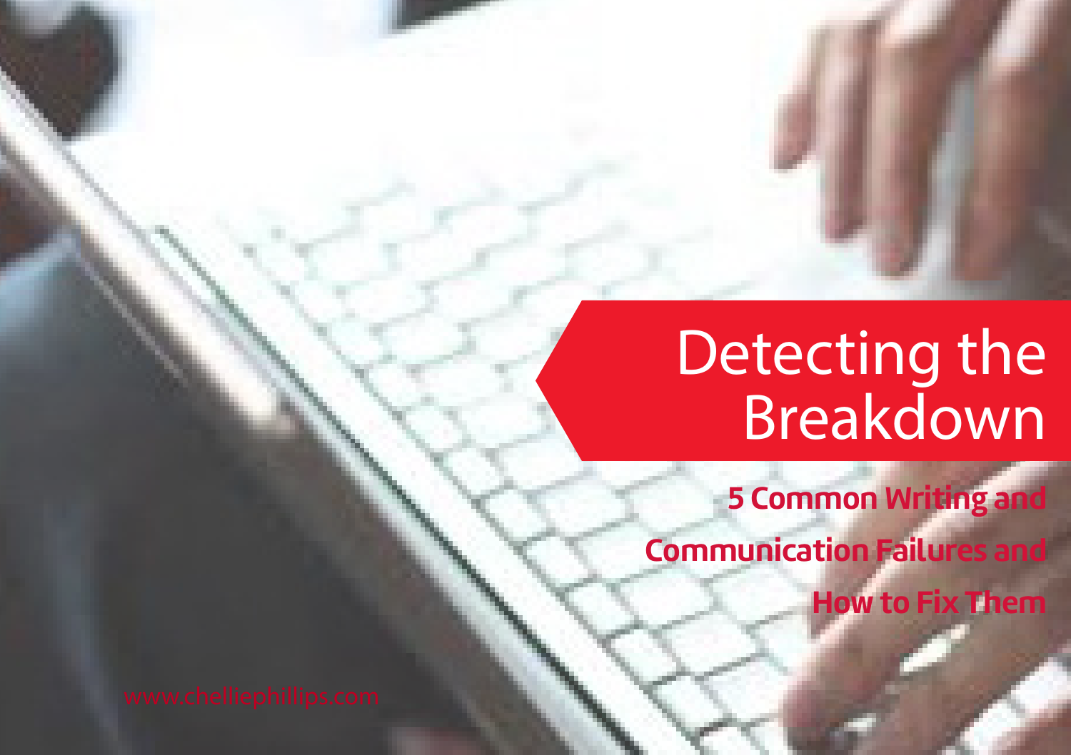# Detecting the Breakdown

## 5 Common Writing and Communication Failures and How to Fix Them

www.cheliephillips.com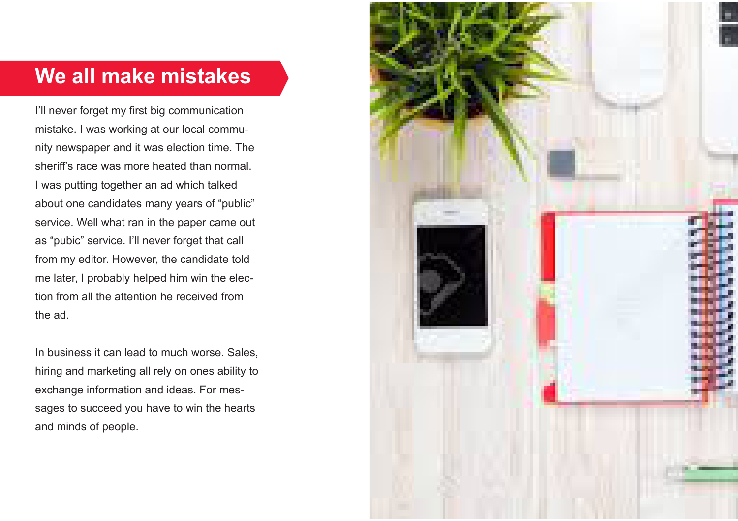# We all make mistakes

I'll never forget my first big communication mistake. I was working at our local community newspaper and it was election time. The sheriff's race was more heated than normal. I was putting together an ad which talked about one candidates many years of "public" service. Well what ran in the paper came out as "pubic" service. I'll never forget that call from my editor. However, the candidate told me later, I probably helped him win the election from all the attention he received from the ad.

In business it can lead to much worse. Sales, hiring and marketing all rely on ones ability to exchange information and ideas. For messages to succeed you have to win the hearts and minds of people.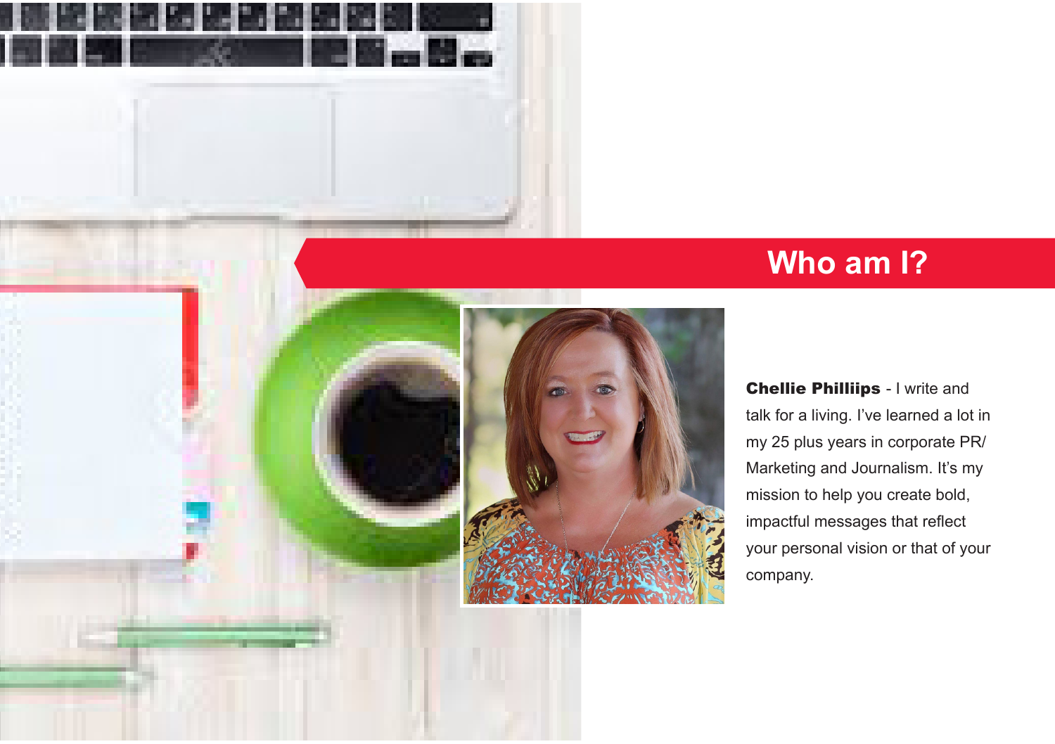## Who am I?

**Chellie Philliips** - I write and talk for a living. I've learned a lot in my 25 plus years in corporate PR/ Marketing and Journalism. It's my mission to help you create bold, impactful messages that reflect your personal vision or that of your company.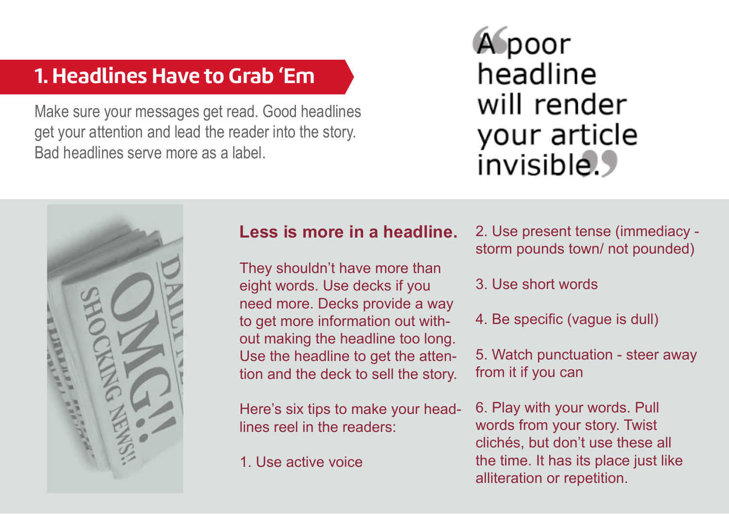## 1. Headlines Have to Grab 'Em

Make sure your messages get read. Good headlines get your attention and lead the reader into the story. Bad headlines serve more as a label.

> "A poor headline will render your article invisible."

**Less is more in a headline.**

They shouldn't have more than eight words. Use decks if you need more. Decks provide a way to get more information out without making the headline too long. Use the headline to get the attention and the deck to sell the story.

Here's six tips to make your headlines reel in the readers:

1. Use active voice
2. Use present tense (immediacy - storm pounds town/ not pounded)
3. Use short words
4. Be specific (vague is dull)
5. Watch punctuation - steer away from it if you can
6. Play with your words. Pull words from your story. Twist clichés, but don't use these all the time. It has its place just like alliteration or repetition.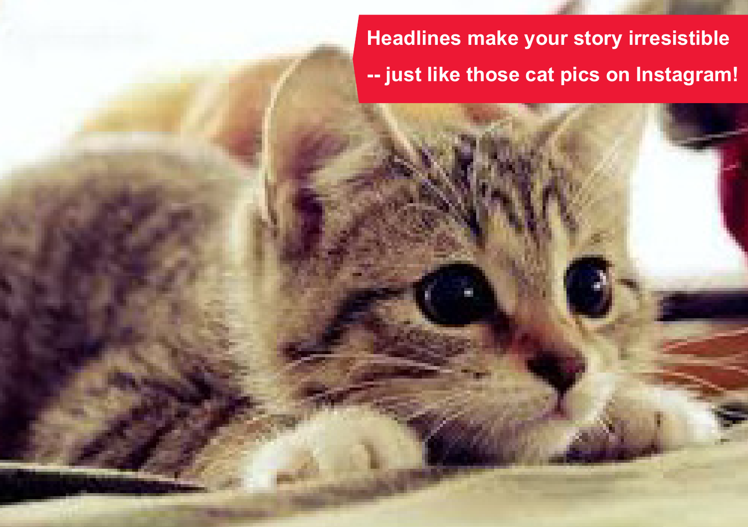Headlines make your story irresistible

-- just like those cat pics on Instagram!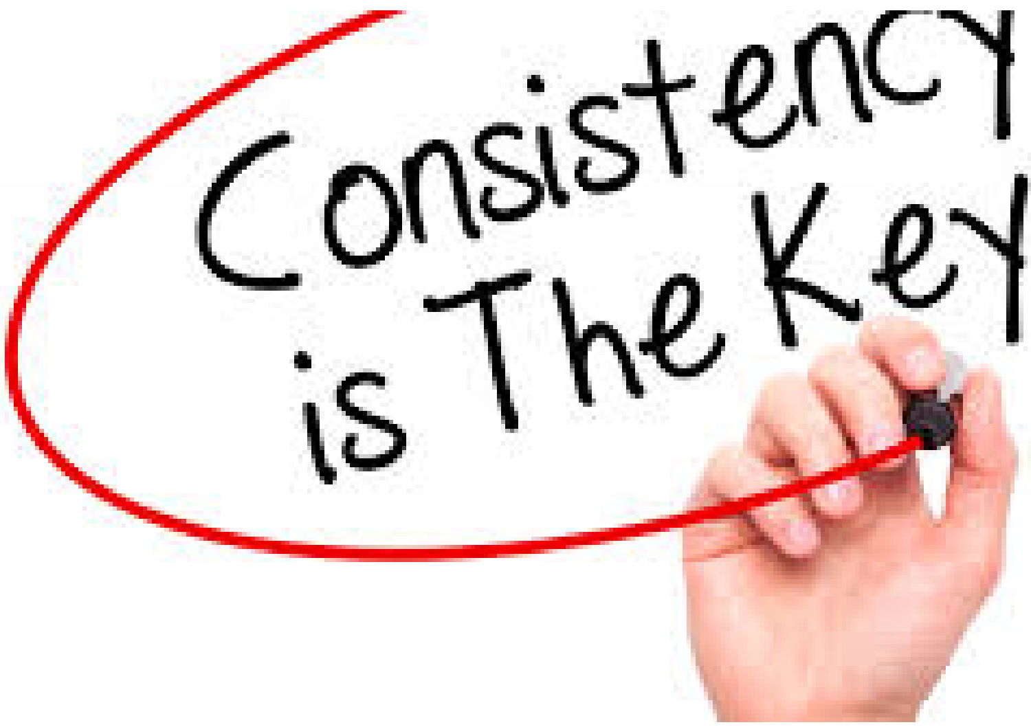Consistency is The Key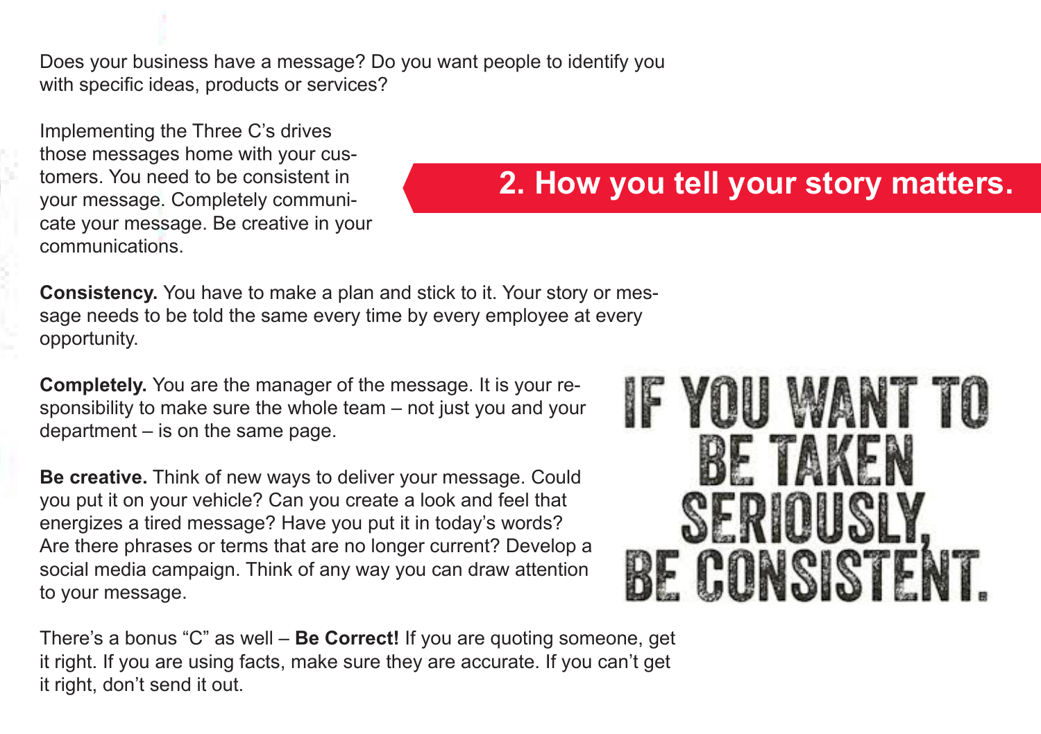## 2. How you tell your story matters.

Does your business have a message? Do you want people to identify you with specific ideas, products or services?

Implementing the Three C's drives those messages home with your customers. You need to be consistent in your message. Completely communicate your message. Be creative in your communications.

**Consistency.** You have to make a plan and stick to it. Your story or message needs to be told the same every time by every employee at every opportunity.

**Completely.** You are the manager of the message. It is your responsibility to make sure the whole team – not just you and your department – is on the same page.

**Be creative.** Think of new ways to deliver your message. Could you put it on your vehicle? Can you create a look and feel that energizes a tired message? Have you put it in today's words? Are there phrases or terms that are no longer current? Develop a social media campaign. Think of any way you can draw attention to your message.

IF YOU WANT TO BE TAKEN SERIOUSLY, BE CONSISTENT.

There's a bonus "C" as well – **Be Correct!** If you are quoting someone, get it right. If you are using facts, make sure they are accurate. If you can't get it right, don't send it out.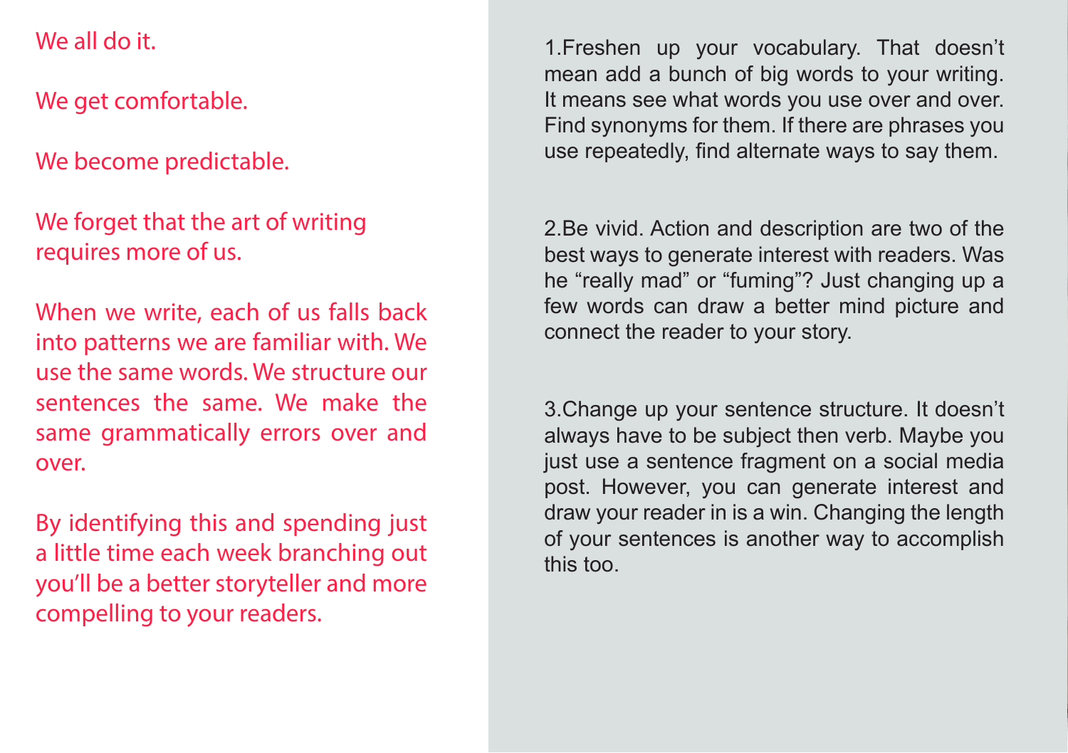We all do it.

We get comfortable.

We become predictable.

We forget that the art of writing requires more of us.

When we write, each of us falls back into patterns we are familiar with. We use the same words. We structure our sentences the same. We make the same grammatically errors over and over.

By identifying this and spending just a little time each week branching out you'll be a better storyteller and more compelling to your readers.

1.Freshen up your vocabulary. That doesn't mean add a bunch of big words to your writing. It means see what words you use over and over. Find synonyms for them. If there are phrases you use repeatedly, find alternate ways to say them.

2.Be vivid. Action and description are two of the best ways to generate interest with readers. Was he "really mad" or "fuming"? Just changing up a few words can draw a better mind picture and connect the reader to your story.

3.Change up your sentence structure. It doesn't always have to be subject then verb. Maybe you just use a sentence fragment on a social media post. However, you can generate interest and draw your reader in is a win. Changing the length of your sentences is another way to accomplish this too.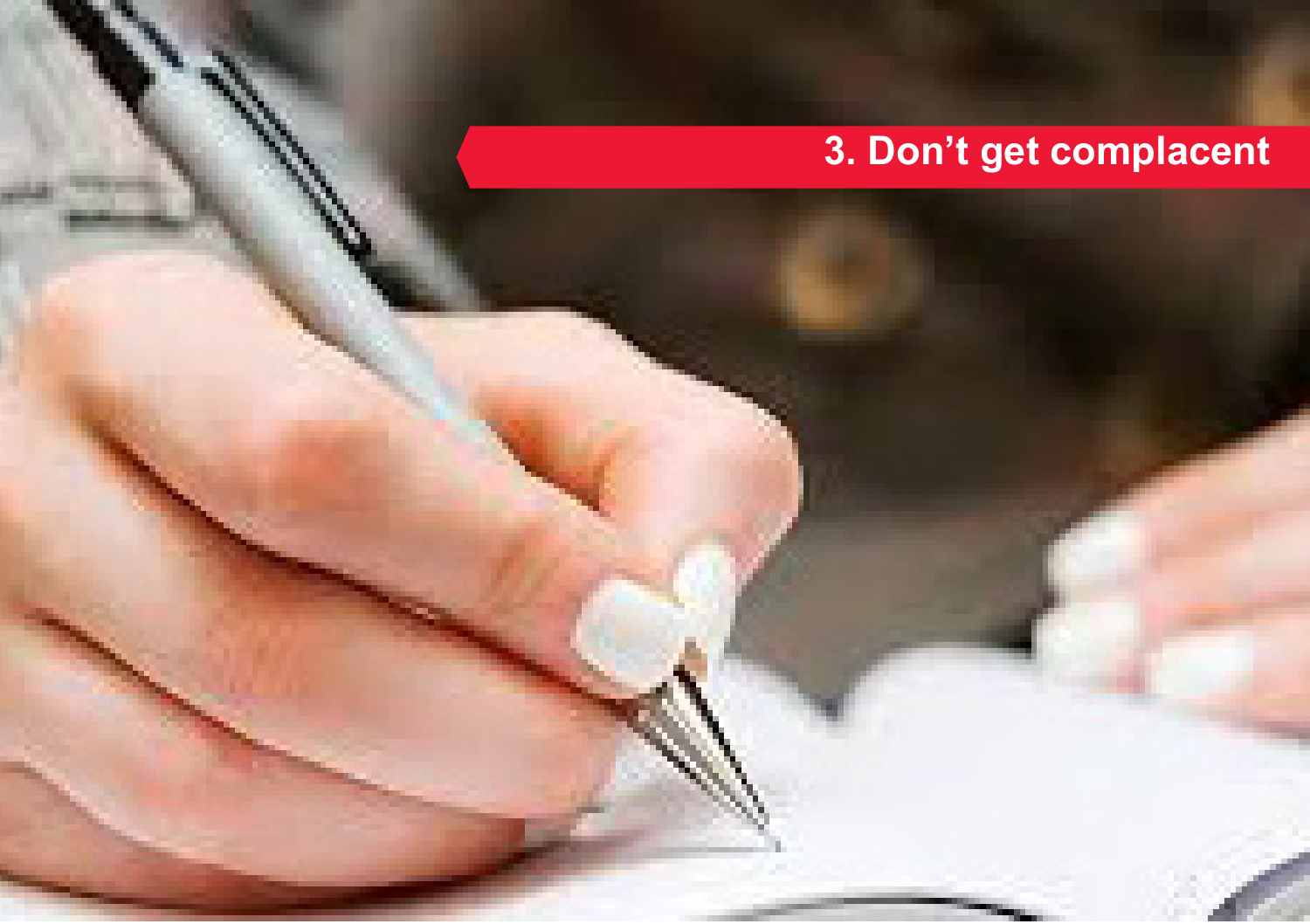# 3. Don’t get complacent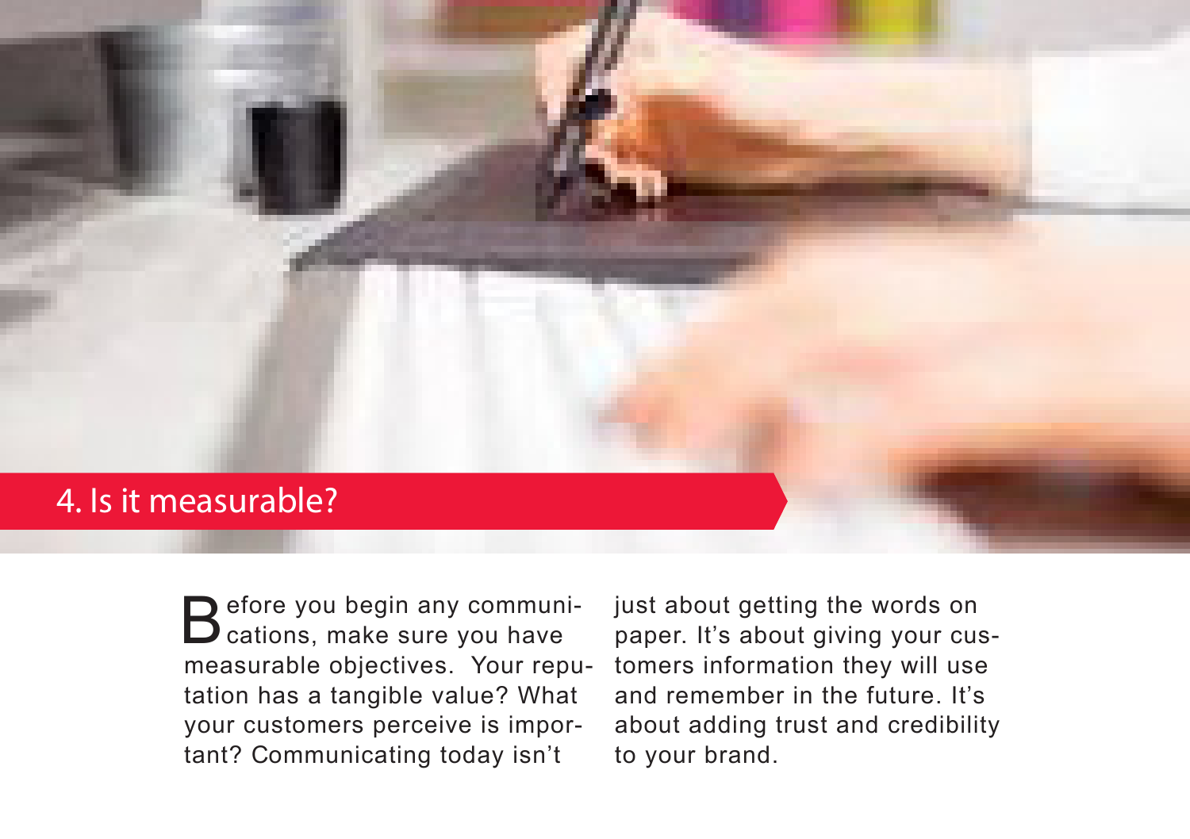## 4. Is it measurable?

Before you begin any communications, make sure you have measurable objectives.  Your reputation has a tangible value? What your customers perceive is important? Communicating today isn't just about getting the words on paper. It's about giving your customers information they will use and remember in the future. It's about adding trust and credibility to your brand.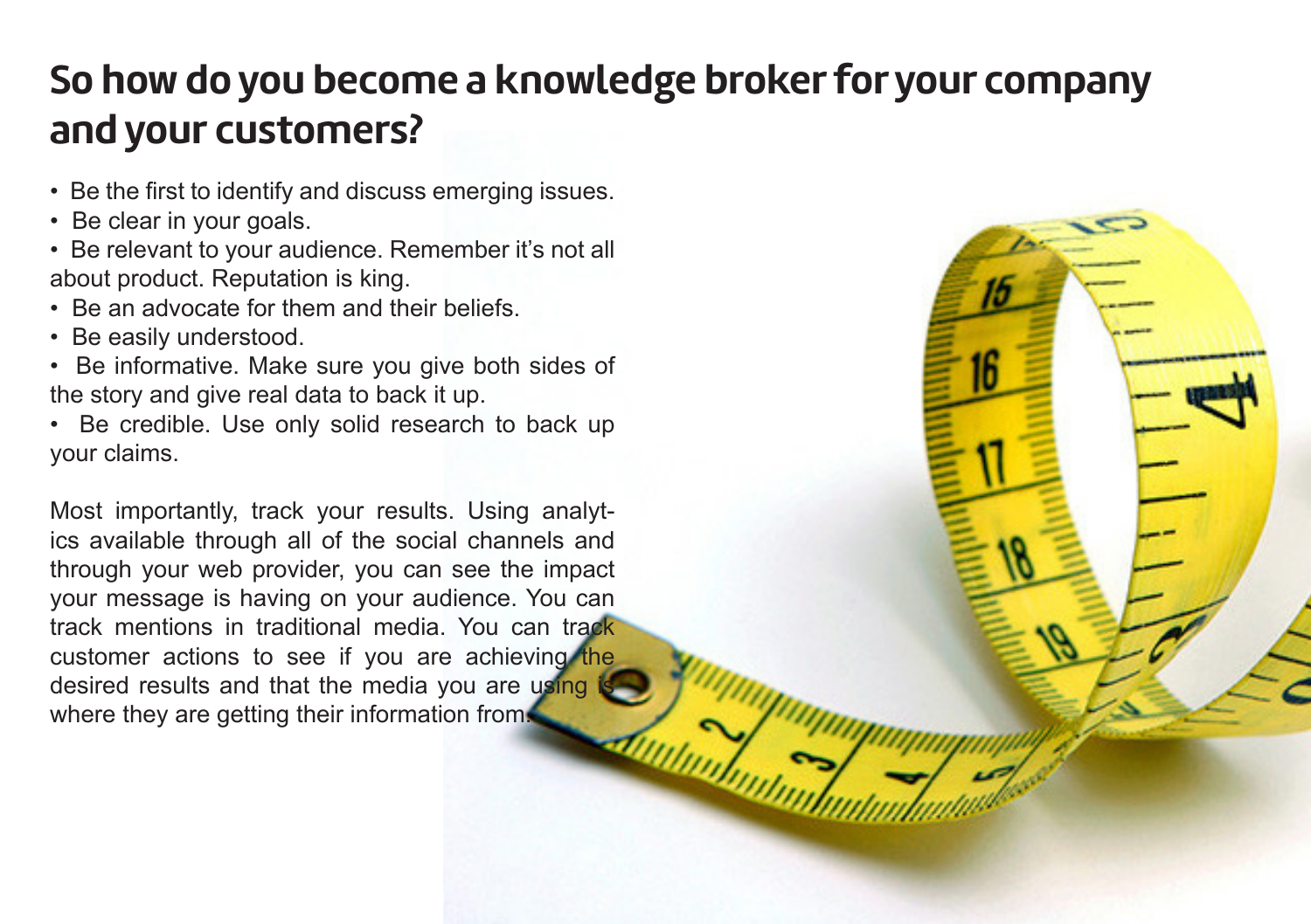# So how do you become a knowledge broker for your company and your customers?

- Be the first to identify and discuss emerging issues.
- Be clear in your goals.
- Be relevant to your audience. Remember it's not all about product. Reputation is king.
- Be an advocate for them and their beliefs.
- Be easily understood.
- Be informative. Make sure you give both sides of the story and give real data to back it up.
- Be credible. Use only solid research to back up your claims.

Most importantly, track your results. Using analytics available through all of the social channels and through your web provider, you can see the impact your message is having on your audience. You can track mentions in traditional media. You can track customer actions to see if you are achieving the desired results and that the media you are using is where they are getting their information from.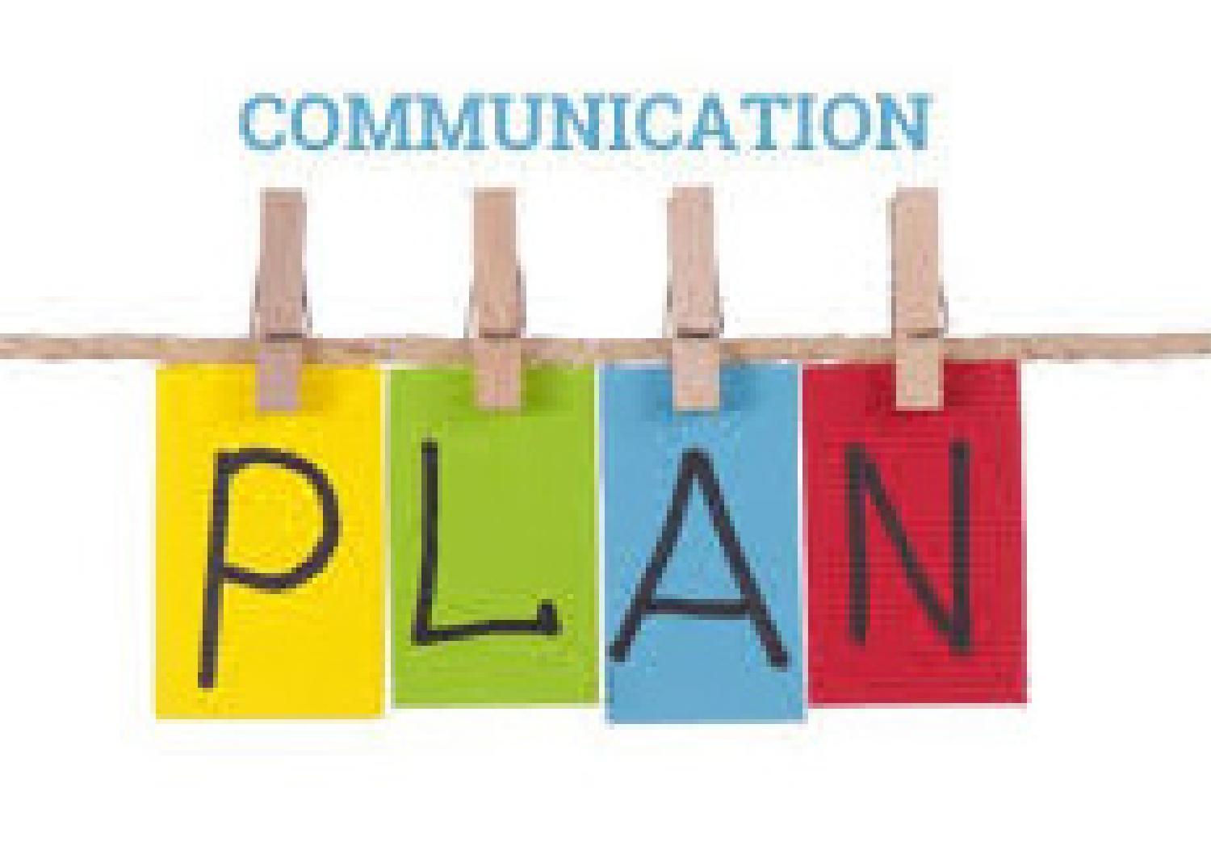COMMUNICATION

PLAN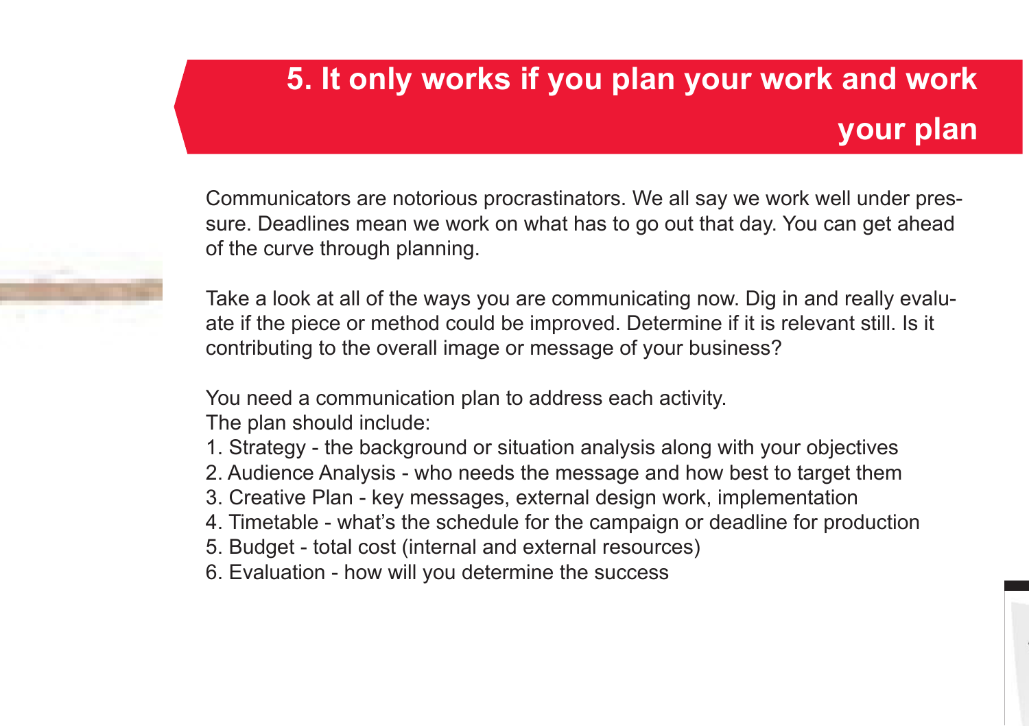## 5. It only works if you plan your work and work your plan

Communicators are notorious procrastinators. We all say we work well under pressure. Deadlines mean we work on what has to go out that day. You can get ahead of the curve through planning.

Take a look at all of the ways you are communicating now. Dig in and really evaluate if the piece or method could be improved. Determine if it is relevant still. Is it contributing to the overall image or message of your business?

You need a communication plan to address each activity.
The plan should include:

1. Strategy - the background or situation analysis along with your objectives
2. Audience Analysis - who needs the message and how best to target them
3. Creative Plan - key messages, external design work, implementation
4. Timetable - what's the schedule for the campaign or deadline for production
5. Budget - total cost (internal and external resources)
6. Evaluation - how will you determine the success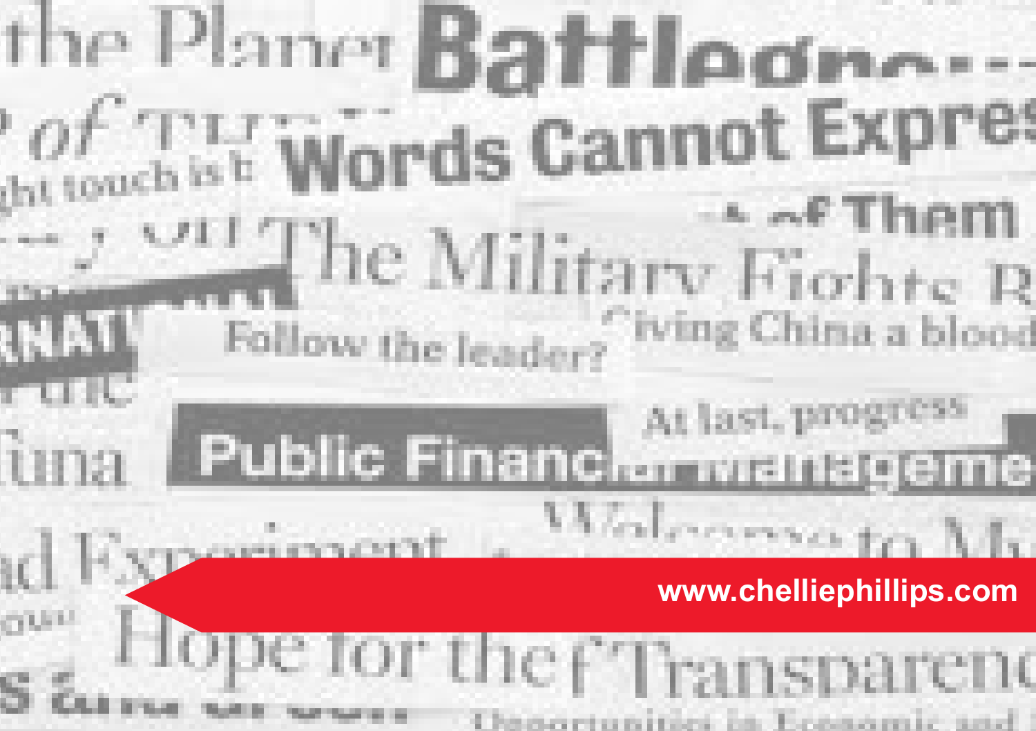www.chelliephillips.com